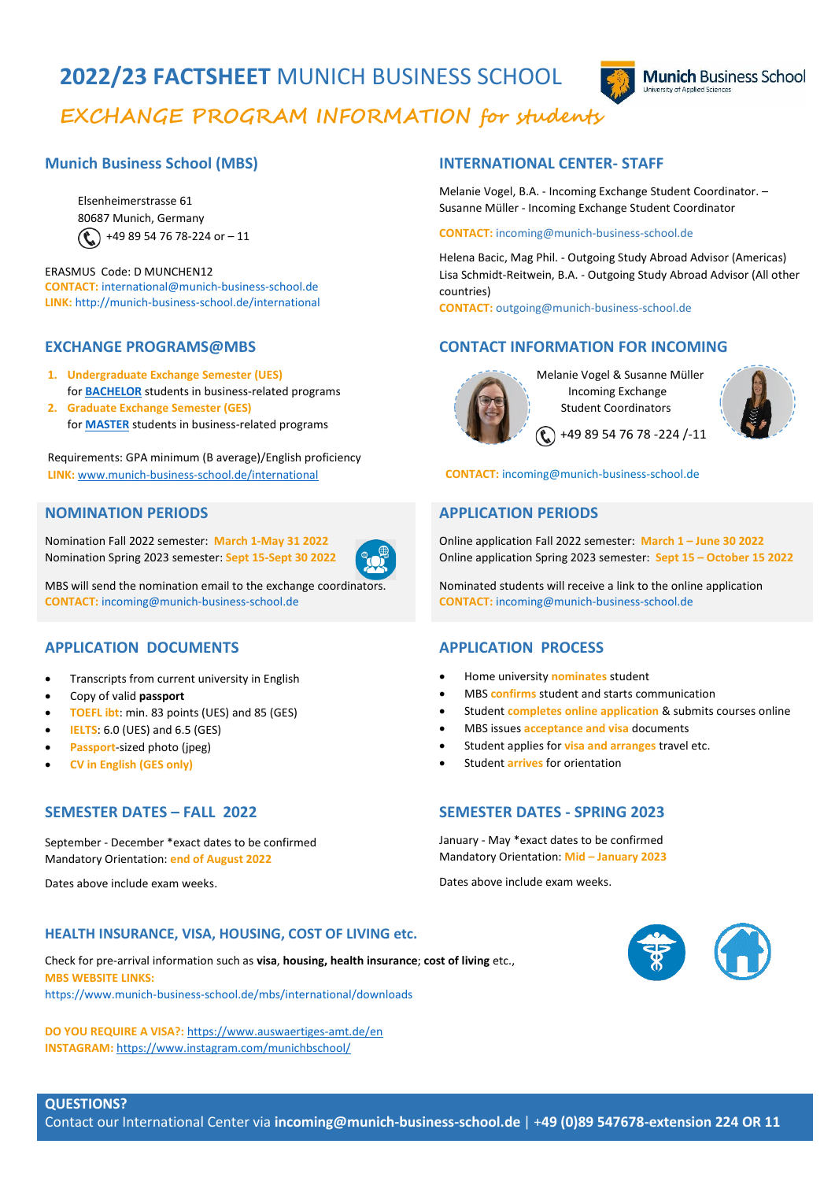# 2022/23 FACTSHEET MUNICH BUSINESS SCHOOL

## *EXCHANGE PROGRAM INFORMATION for students*

## Munich Business School (MBS)

Elsenheimerstrasse 61
80687 Munich, Germany
+49 89 54 76 78-224 or – 11

ERASMUS Code: D MUNCHEN12
**CONTACT:** international@munich-business-school.de
**LINK:** http://munich-business-school.de/international

## EXCHANGE PROGRAMS@MBS

1. **Undergraduate Exchange Semester (UES)**
   for **BACHELOR** students in business-related programs
2. **Graduate Exchange Semester (GES)**
   for **MASTER** students in business-related programs

Requirements: GPA minimum (B average)/English proficiency
**LINK:** www.munich-business-school.de/international

## NOMINATION PERIODS

Nomination Fall 2022 semester: **March 1-May 31 2022**
Nomination Spring 2023 semester: **Sept 15-Sept 30 2022**

MBS will send the nomination email to the exchange coordinators.
**CONTACT:** incoming@munich-business-school.de

## APPLICATION DOCUMENTS

- Transcripts from current university in English
- Copy of valid **passport**
- **TOEFL ibt**: min. 83 points (UES) and 85 (GES)
- **IELTS**: 6.0 (UES) and 6.5 (GES)
- **Passport**-sized photo (jpeg)
- **CV in English (GES only)**

## SEMESTER DATES – FALL 2022

September - December *exact dates to be confirmed
Mandatory Orientation: **end of August 2022**

Dates above include exam weeks.

## INTERNATIONAL CENTER- STAFF

Melanie Vogel, B.A. - Incoming Exchange Student Coordinator. –
Susanne Müller - Incoming Exchange Student Coordinator

**CONTACT:** incoming@munich-business-school.de

Helena Bacic, Mag Phil. - Outgoing Study Abroad Advisor (Americas)
Lisa Schmidt-Reitwein, B.A. - Outgoing Study Abroad Advisor (All other countries)
**CONTACT:** outgoing@munich-business-school.de

## CONTACT INFORMATION FOR INCOMING

Melanie Vogel & Susanne Müller
Incoming Exchange
Student Coordinators
+49 89 54 76 78 -224 /-11

**CONTACT:** incoming@munich-business-school.de

## APPLICATION PERIODS

Online application Fall 2022 semester: **March 1 – June 30 2022**
Online application Spring 2023 semester: **Sept 15 – October 15 2022**

Nominated students will receive a link to the online application
**CONTACT:** incoming@munich-business-school.de

## APPLICATION PROCESS

- Home university **nominates** student
- MBS **confirms** student and starts communication
- Student **completes online application** & submits courses online
- MBS issues **acceptance and visa** documents
- Student applies for **visa and arranges** travel etc.
- Student **arrives** for orientation

## SEMESTER DATES - SPRING 2023

January - May *exact dates to be confirmed
Mandatory Orientation: **Mid – January 2023**

Dates above include exam weeks.

## HEALTH INSURANCE, VISA, HOUSING, COST OF LIVING etc.

Check for pre-arrival information such as **visa**, **housing, health insurance**; **cost of living** etc.,
**MBS WEBSITE LINKS:**
https://www.munich-business-school.de/mbs/international/downloads

**DO YOU REQUIRE A VISA?:** https://www.auswaertiges-amt.de/en
**INSTAGRAM:** https://www.instagram.com/munichbschool/

**QUESTIONS?**
Contact our International Center via **incoming@munich-business-school.de** | **+49 (0)89 547678-extension 224 OR 11**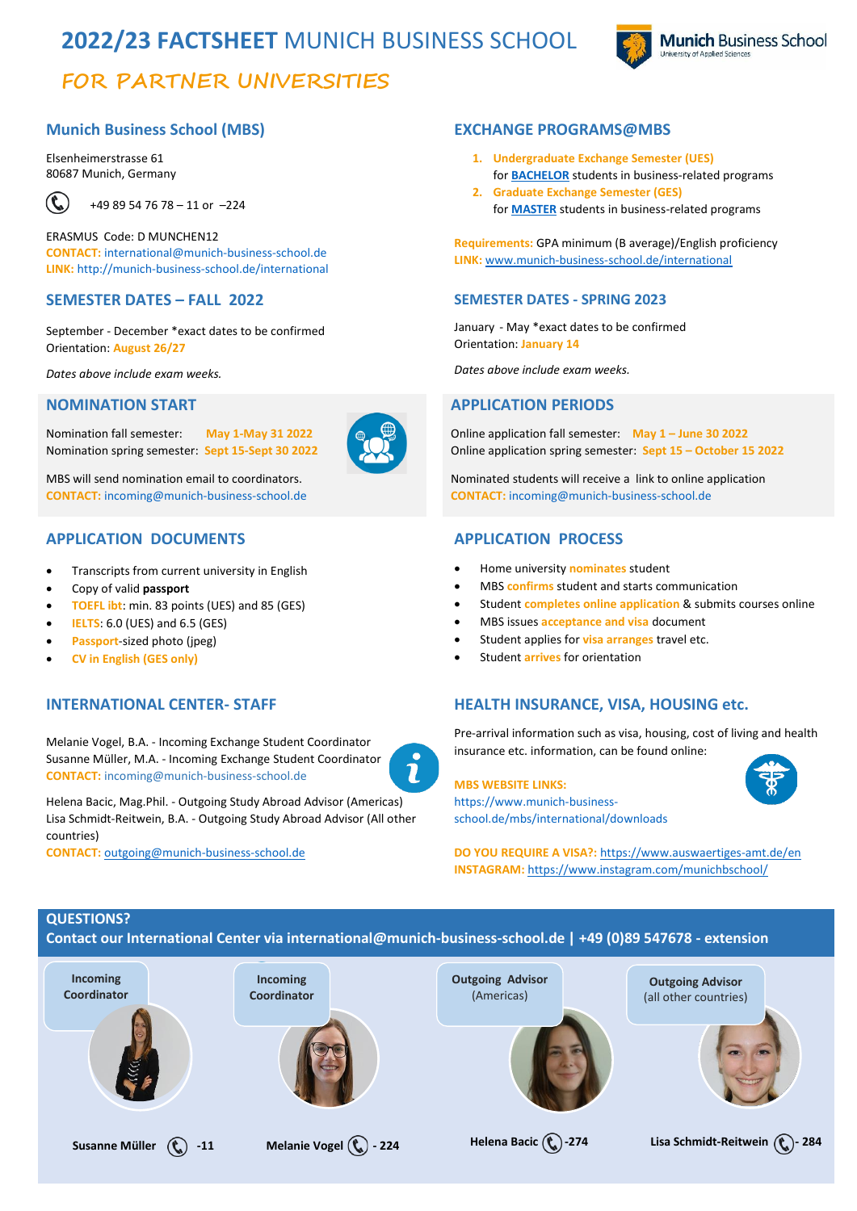# 2022/23 FACTSHEET MUNICH BUSINESS SCHOOL

## FOR PARTNER UNIVERSITIES

## Munich Business School (MBS)

Elsenheimerstrasse 61
80687 Munich, Germany

+49 89 54 76 78 – 11 or –224

ERASMUS Code: D MUNCHEN12
**CONTACT:** international@munich-business-school.de
**LINK:** http://munich-business-school.de/international

## EXCHANGE PROGRAMS@MBS

1. **Undergraduate Exchange Semester (UES)**
   for **BACHELOR** students in business-related programs
2. **Graduate Exchange Semester (GES)**
   for **MASTER** students in business-related programs

**Requirements:** GPA minimum (B average)/English proficiency
**LINK:** www.munich-business-school.de/international

## SEMESTER DATES – FALL 2022

September - December *exact dates to be confirmed
Orientation: **August 26/27**

*Dates above include exam weeks.*

## SEMESTER DATES - SPRING 2023

January - May *exact dates to be confirmed
Orientation: **January 14**

*Dates above include exam weeks.*

## NOMINATION START

Nomination fall semester: **May 1-May 31 2022**
Nomination spring semester: **Sept 15-Sept 30 2022**

MBS will send nomination email to coordinators.
**CONTACT:** incoming@munich-business-school.de

## APPLICATION PERIODS

Online application fall semester: **May 1 – June 30 2022**
Online application spring semester: **Sept 15 – October 15 2022**

Nominated students will receive a link to online application
**CONTACT:** incoming@munich-business-school.de

## APPLICATION DOCUMENTS

- Transcripts from current university in English
- Copy of valid **passport**
- **TOEFL ibt**: min. 83 points (UES) and 85 (GES)
- **IELTS**: 6.0 (UES) and 6.5 (GES)
- **Passport**-sized photo (jpeg)
- **CV in English (GES only)**

## APPLICATION PROCESS

- Home university **nominates** student
- MBS **confirms** student and starts communication
- Student **completes online application** & submits courses online
- MBS issues **acceptance and visa** document
- Student applies for **visa arranges** travel etc.
- Student **arrives** for orientation

## INTERNATIONAL CENTER- STAFF

Melanie Vogel, B.A. - Incoming Exchange Student Coordinator
Susanne Müller, M.A. - Incoming Exchange Student Coordinator
**CONTACT:** incoming@munich-business-school.de

Helena Bacic, Mag.Phil. - Outgoing Study Abroad Advisor (Americas)
Lisa Schmidt-Reitwein, B.A. - Outgoing Study Abroad Advisor (All other countries)
**CONTACT:** outgoing@munich-business-school.de

## HEALTH INSURANCE, VISA, HOUSING etc.

Pre-arrival information such as visa, housing, cost of living and health insurance etc. information, can be found online:

**MBS WEBSITE LINKS:**
https://www.munich-business-school.de/mbs/international/downloads

**DO YOU REQUIRE A VISA?:** https://www.auswaertiges-amt.de/en
**INSTAGRAM:** https://www.instagram.com/munichbschool/

## QUESTIONS?

**Contact our International Center via international@munich-business-school.de | +49 (0)89 547678 - extension**

**Incoming Coordinator**
**Susanne Müller** -11

**Incoming Coordinator**
**Melanie Vogel** - 224

**Outgoing Advisor** (Americas)
**Helena Bacic** -274

**Outgoing Advisor** (all other countries)
**Lisa Schmidt-Reitwein** - 284